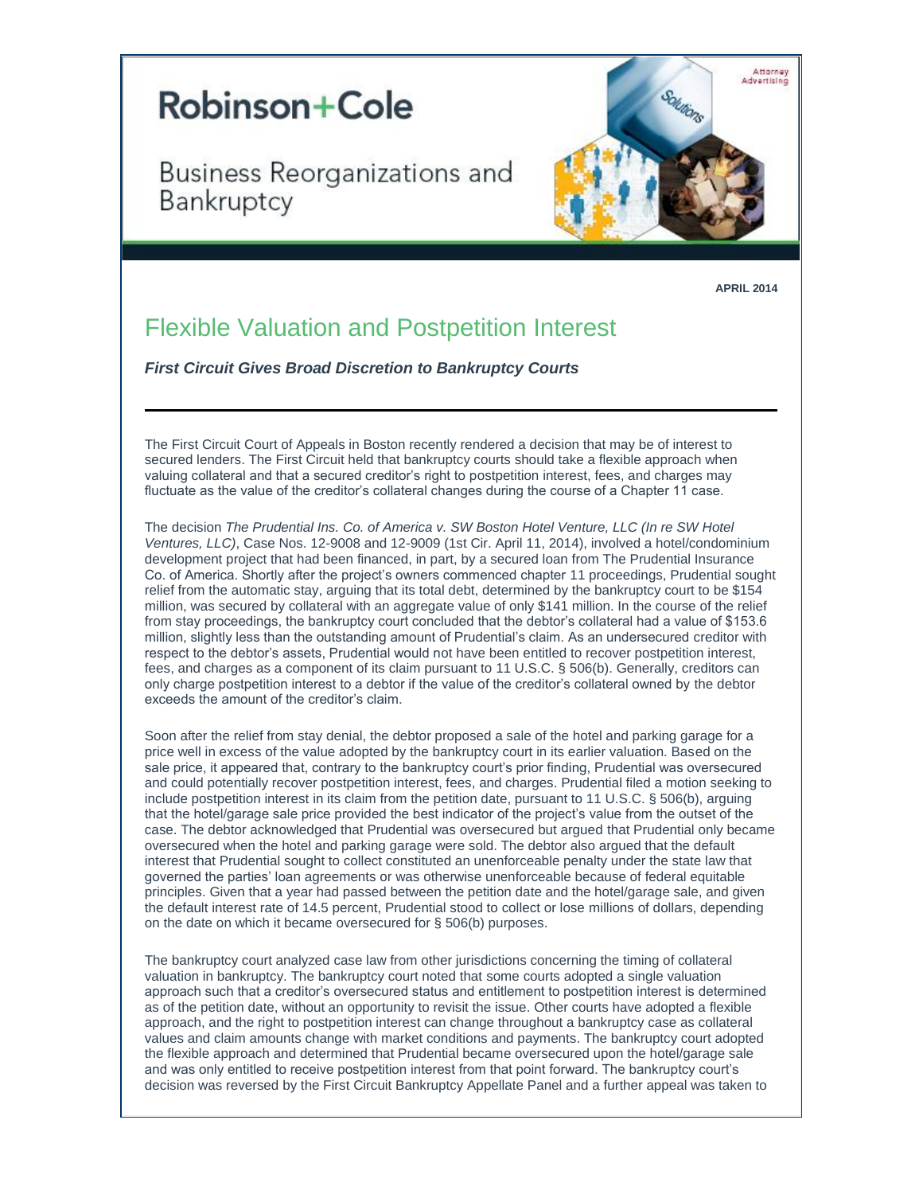Robinson+Cole

Business Reorganizations and Bankruptcy

Attorney Advertising

**APRIL 2014**

# Flexible Valuation and Postpetition Interest

***First Circuit Gives Broad Discretion to Bankruptcy Courts***

---

The First Circuit Court of Appeals in Boston recently rendered a decision that may be of interest to secured lenders. The First Circuit held that bankruptcy courts should take a flexible approach when valuing collateral and that a secured creditor's right to postpetition interest, fees, and charges may fluctuate as the value of the creditor's collateral changes during the course of a Chapter 11 case.

The decision *The Prudential Ins. Co. of America v. SW Boston Hotel Venture, LLC (In re SW Hotel Ventures, LLC)*, Case Nos. 12-9008 and 12-9009 (1st Cir. April 11, 2014), involved a hotel/condominium development project that had been financed, in part, by a secured loan from The Prudential Insurance Co. of America. Shortly after the project's owners commenced chapter 11 proceedings, Prudential sought relief from the automatic stay, arguing that its total debt, determined by the bankruptcy court to be $154 million, was secured by collateral with an aggregate value of only $141 million. In the course of the relief from stay proceedings, the bankruptcy court concluded that the debtor's collateral had a value of $153.6 million, slightly less than the outstanding amount of Prudential's claim. As an undersecured creditor with respect to the debtor's assets, Prudential would not have been entitled to recover postpetition interest, fees, and charges as a component of its claim pursuant to 11 U.S.C. § 506(b). Generally, creditors can only charge postpetition interest to a debtor if the value of the creditor's collateral owned by the debtor exceeds the amount of the creditor's claim.

Soon after the relief from stay denial, the debtor proposed a sale of the hotel and parking garage for a price well in excess of the value adopted by the bankruptcy court in its earlier valuation. Based on the sale price, it appeared that, contrary to the bankruptcy court's prior finding, Prudential was oversecured and could potentially recover postpetition interest, fees, and charges. Prudential filed a motion seeking to include postpetition interest in its claim from the petition date, pursuant to 11 U.S.C. § 506(b), arguing that the hotel/garage sale price provided the best indicator of the project's value from the outset of the case. The debtor acknowledged that Prudential was oversecured but argued that Prudential only became oversecured when the hotel and parking garage were sold. The debtor also argued that the default interest that Prudential sought to collect constituted an unenforceable penalty under the state law that governed the parties' loan agreements or was otherwise unenforceable because of federal equitable principles. Given that a year had passed between the petition date and the hotel/garage sale, and given the default interest rate of 14.5 percent, Prudential stood to collect or lose millions of dollars, depending on the date on which it became oversecured for § 506(b) purposes.

The bankruptcy court analyzed case law from other jurisdictions concerning the timing of collateral valuation in bankruptcy. The bankruptcy court noted that some courts adopted a single valuation approach such that a creditor's oversecured status and entitlement to postpetition interest is determined as of the petition date, without an opportunity to revisit the issue. Other courts have adopted a flexible approach, and the right to postpetition interest can change throughout a bankruptcy case as collateral values and claim amounts change with market conditions and payments. The bankruptcy court adopted the flexible approach and determined that Prudential became oversecured upon the hotel/garage sale and was only entitled to receive postpetition interest from that point forward. The bankruptcy court's decision was reversed by the First Circuit Bankruptcy Appellate Panel and a further appeal was taken to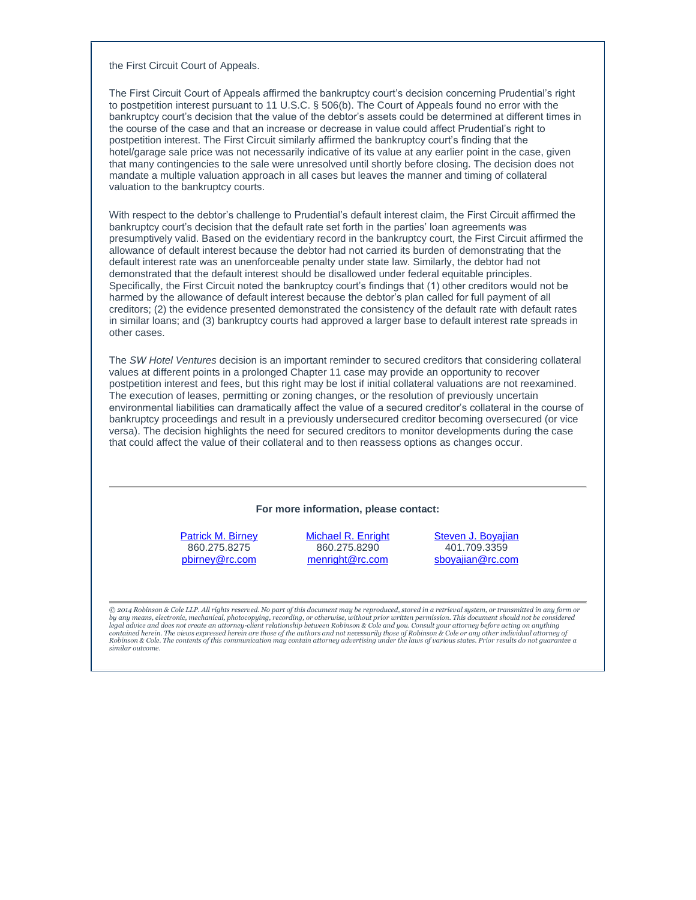the First Circuit Court of Appeals.

The First Circuit Court of Appeals affirmed the bankruptcy court's decision concerning Prudential's right to postpetition interest pursuant to 11 U.S.C. § 506(b). The Court of Appeals found no error with the bankruptcy court's decision that the value of the debtor's assets could be determined at different times in the course of the case and that an increase or decrease in value could affect Prudential's right to postpetition interest. The First Circuit similarly affirmed the bankruptcy court's finding that the hotel/garage sale price was not necessarily indicative of its value at any earlier point in the case, given that many contingencies to the sale were unresolved until shortly before closing. The decision does not mandate a multiple valuation approach in all cases but leaves the manner and timing of collateral valuation to the bankruptcy courts.

With respect to the debtor's challenge to Prudential's default interest claim, the First Circuit affirmed the bankruptcy court's decision that the default rate set forth in the parties' loan agreements was presumptively valid. Based on the evidentiary record in the bankruptcy court, the First Circuit affirmed the allowance of default interest because the debtor had not carried its burden of demonstrating that the default interest rate was an unenforceable penalty under state law. Similarly, the debtor had not demonstrated that the default interest should be disallowed under federal equitable principles. Specifically, the First Circuit noted the bankruptcy court's findings that (1) other creditors would not be harmed by the allowance of default interest because the debtor's plan called for full payment of all creditors; (2) the evidence presented demonstrated the consistency of the default rate with default rates in similar loans; and (3) bankruptcy courts had approved a larger base to default interest rate spreads in other cases.

The *SW Hotel Ventures* decision is an important reminder to secured creditors that considering collateral values at different points in a prolonged Chapter 11 case may provide an opportunity to recover postpetition interest and fees, but this right may be lost if initial collateral valuations are not reexamined. The execution of leases, permitting or zoning changes, or the resolution of previously uncertain environmental liabilities can dramatically affect the value of a secured creditor's collateral in the course of bankruptcy proceedings and result in a previously undersecured creditor becoming oversecured (or vice versa). The decision highlights the need for secured creditors to monitor developments during the case that could affect the value of their collateral and to then reassess options as changes occur.

---

**For more information, please contact:**

Patrick M. Birney
860.275.8275
pbirney@rc.com

Michael R. Enright
860.275.8290
menright@rc.com

Steven J. Boyajian
401.709.3359
sboyajian@rc.com

---

*© 2014 Robinson & Cole LLP. All rights reserved. No part of this document may be reproduced, stored in a retrieval system, or transmitted in any form or by any means, electronic, mechanical, photocopying, recording, or otherwise, without prior written permission. This document should not be considered legal advice and does not create an attorney-client relationship between Robinson & Cole and you. Consult your attorney before acting on anything contained herein. The views expressed herein are those of the authors and not necessarily those of Robinson & Cole or any other individual attorney of Robinson & Cole. The contents of this communication may contain attorney advertising under the laws of various states. Prior results do not guarantee a similar outcome.*